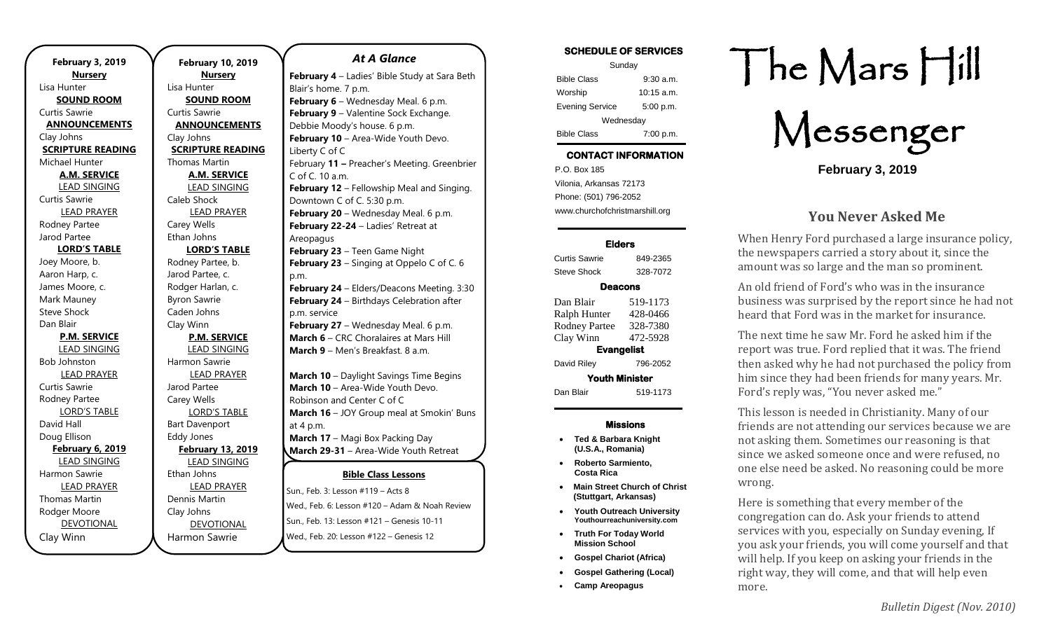**February 3, 2019**

**Nursery**
Lisa Hunter

**SOUND ROOM**
Curtis Sawrie

**ANNOUNCEMENTS**
Clay Johns

**SCRIPTURE READING**
Michael Hunter

**A.M. SERVICE**

LEAD SINGING
Curtis Sawrie

LEAD PRAYER
Rodney Partee
Jarod Partee

**LORD'S TABLE**
Joey Moore, b.
Aaron Harp, c.
James Moore, c.
Mark Mauney
Steve Shock
Dan Blair

**P.M. SERVICE**

LEAD SINGING
Bob Johnston

LEAD PRAYER
Curtis Sawrie
Rodney Partee

LORD'S TABLE
David Hall
Doug Ellison

**February 6, 2019**

LEAD SINGING
Harmon Sawrie

LEAD PRAYER
Thomas Martin
Rodger Moore

DEVOTIONAL
Clay Winn

**February 10, 2019**

**Nursery**
Lisa Hunter

**SOUND ROOM**
Curtis Sawrie

**ANNOUNCEMENTS**
Clay Johns

**SCRIPTURE READING**
Thomas Martin

**A.M. SERVICE**

LEAD SINGING
Caleb Shock

LEAD PRAYER
Carey Wells
Ethan Johns

**LORD'S TABLE**
Rodney Partee, b.
Jarod Partee, c.
Rodger Harlan, c.
Byron Sawrie
Caden Johns
Clay Winn

**P.M. SERVICE**

LEAD SINGING
Harmon Sawrie

LEAD PRAYER
Jarod Partee
Carey Wells

LORD'S TABLE
Bart Davenport
Eddy Jones

**February 13, 2019**

LEAD SINGING
Ethan Johns

LEAD PRAYER
Dennis Martin
Clay Johns

DEVOTIONAL
Harmon Sawrie

## *At A Glance*

**February 4** – Ladies' Bible Study at Sara Beth Blair's home. 7 p.m.
**February 6** – Wednesday Meal. 6 p.m.
**February 9** – Valentine Sock Exchange. Debbie Moody's house. 6 p.m.
**February 10** – Area-Wide Youth Devo. Liberty C of C
February **11 –** Preacher's Meeting. Greenbrier C of C. 10 a.m.
**February 12** – Fellowship Meal and Singing. Downtown C of C. 5:30 p.m.
**February 20** – Wednesday Meal. 6 p.m.
**February 22-24** – Ladies' Retreat at Areopagus
**February 23** – Teen Game Night
**February 23** – Singing at Oppelo C of C. 6 p.m.
**February 24** – Elders/Deacons Meeting. 3:30
**February 24** – Birthdays Celebration after p.m. service
**February 27** – Wednesday Meal. 6 p.m.
**March 6** – CRC Choralaires at Mars Hill
**March 9** – Men's Breakfast. 8 a.m.

**March 10** – Daylight Savings Time Begins
**March 10** – Area-Wide Youth Devo. Robinson and Center C of C
**March 16** – JOY Group meal at Smokin' Buns at 4 p.m.
**March 17** – Magi Box Packing Day
**March 29-31** – Area-Wide Youth Retreat

**Bible Class Lessons**

Sun., Feb. 3: Lesson #119 – Acts 8
Wed., Feb. 6: Lesson #120 – Adam & Noah Review
Sun., Feb. 13: Lesson #121 – Genesis 10-11
Wed., Feb. 20: Lesson #122 – Genesis 12

**SCHEDULE OF SERVICES**

| Sunday | |
|---|---|
| Bible Class | 9:30 a.m. |
| Worship | 10:15 a.m. |
| Evening Service | 5:00 p.m. |
| Wednesday | |
| Bible Class | 7:00 p.m. |

**CONTACT INFORMATION**

P.O. Box 185
Vilonia, Arkansas 72173
Phone: (501) 796-2052
www.churchofchristmarshill.org

**Elders**

| | |
|---|---|
| Curtis Sawrie | 849-2365 |
| Steve Shock | 328-7072 |

**Deacons**

| | |
|---|---|
| Dan Blair | 519-1173 |
| Ralph Hunter | 428-0466 |
| Rodney Partee | 328-7380 |
| Clay Winn | 472-5928 |

**Evangelist**

| | |
|---|---|
| David Riley | 796-2052 |

**Youth Minister**

| | |
|---|---|
| Dan Blair | 519-1173 |

**Missions**

- **Ted & Barbara Knight (U.S.A., Romania)**
- **Roberto Sarmiento, Costa Rica**
- **Main Street Church of Christ (Stuttgart, Arkansas)**
- **Youth Outreach University Youthourreachuniversity.com**
- **Truth For Today World Mission School**
- **Gospel Chariot (Africa)**
- **Gospel Gathering (Local)**
- **Camp Areopagus**

# The Mars Hill Messenger

**February 3, 2019**

## You Never Asked Me

When Henry Ford purchased a large insurance policy, the newspapers carried a story about it, since the amount was so large and the man so prominent.

An old friend of Ford's who was in the insurance business was surprised by the report since he had not heard that Ford was in the market for insurance.

The next time he saw Mr. Ford he asked him if the report was true. Ford replied that it was. The friend then asked why he had not purchased the policy from him since they had been friends for many years. Mr. Ford's reply was, "You never asked me."

This lesson is needed in Christianity. Many of our friends are not attending our services because we are not asking them. Sometimes our reasoning is that since we asked someone once and were refused, no one else need be asked. No reasoning could be more wrong.

Here is something that every member of the congregation can do. Ask your friends to attend services with you, especially on Sunday evening, If you ask your friends, you will come yourself and that will help. If you keep on asking your friends in the right way, they will come, and that will help even more.

*Bulletin Digest (Nov. 2010)*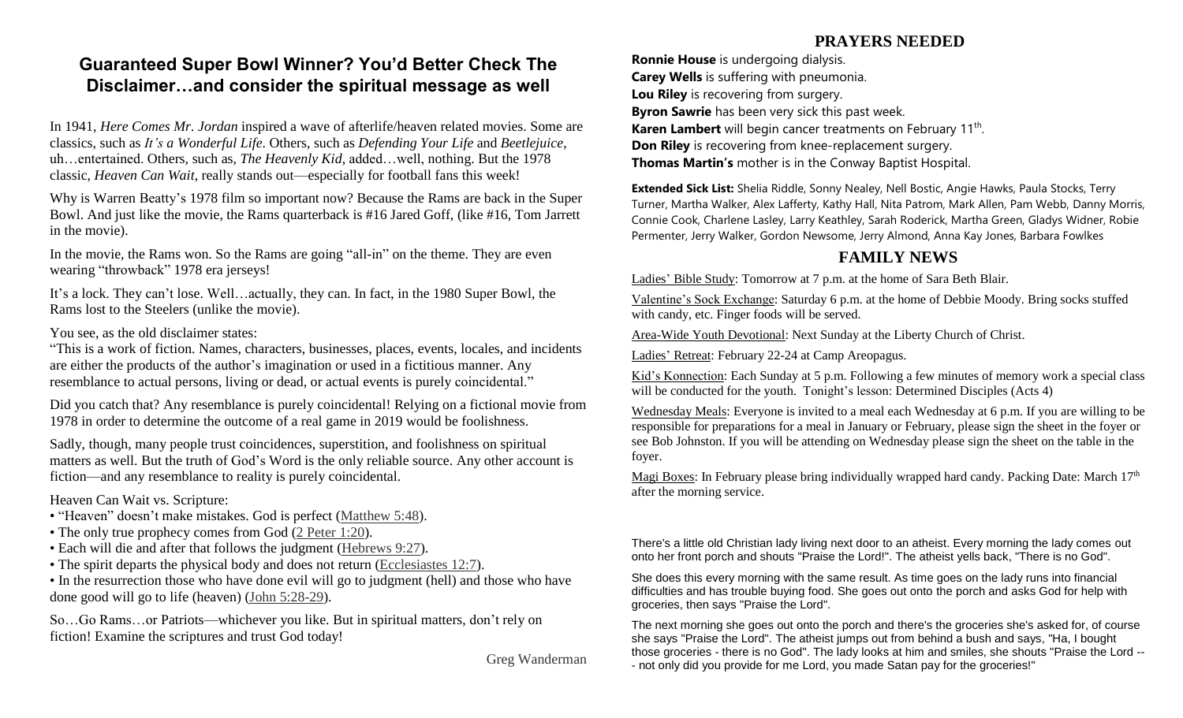## Guaranteed Super Bowl Winner? You'd Better Check The Disclaimer…and consider the spiritual message as well

In 1941, *Here Comes Mr. Jordan* inspired a wave of afterlife/heaven related movies. Some are classics, such as *It's a Wonderful Life*. Others, such as *Defending Your Life* and *Beetlejuice*, uh…entertained. Others, such as, *The Heavenly Kid*, added…well, nothing. But the 1978 classic, *Heaven Can Wait*, really stands out—especially for football fans this week!

Why is Warren Beatty's 1978 film so important now? Because the Rams are back in the Super Bowl. And just like the movie, the Rams quarterback is #16 Jared Goff, (like #16, Tom Jarrett in the movie).

In the movie, the Rams won. So the Rams are going "all-in" on the theme. They are even wearing "throwback" 1978 era jerseys!

It's a lock. They can't lose. Well…actually, they can. In fact, in the 1980 Super Bowl, the Rams lost to the Steelers (unlike the movie).

You see, as the old disclaimer states:
"This is a work of fiction. Names, characters, businesses, places, events, locales, and incidents are either the products of the author's imagination or used in a fictitious manner. Any resemblance to actual persons, living or dead, or actual events is purely coincidental."

Did you catch that? Any resemblance is purely coincidental! Relying on a fictional movie from 1978 in order to determine the outcome of a real game in 2019 would be foolishness.

Sadly, though, many people trust coincidences, superstition, and foolishness on spiritual matters as well. But the truth of God's Word is the only reliable source. Any other account is fiction—and any resemblance to reality is purely coincidental.

Heaven Can Wait vs. Scripture:
- "Heaven" doesn't make mistakes. God is perfect (Matthew 5:48).
- The only true prophecy comes from God (2 Peter 1:20).
- Each will die and after that follows the judgment (Hebrews 9:27).
- The spirit departs the physical body and does not return (Ecclesiastes 12:7).
- In the resurrection those who have done evil will go to judgment (hell) and those who have done good will go to life (heaven) (John 5:28-29).

So…Go Rams…or Patriots—whichever you like. But in spiritual matters, don't rely on fiction! Examine the scriptures and trust God today!

Greg Wanderman

## PRAYERS NEEDED

**Ronnie House** is undergoing dialysis.
**Carey Wells** is suffering with pneumonia.
**Lou Riley** is recovering from surgery.
**Byron Sawrie** has been very sick this past week.
**Karen Lambert** will begin cancer treatments on February 11th.
**Don Riley** is recovering from knee-replacement surgery.
**Thomas Martin's** mother is in the Conway Baptist Hospital.

**Extended Sick List:** Shelia Riddle, Sonny Nealey, Nell Bostic, Angie Hawks, Paula Stocks, Terry Turner, Martha Walker, Alex Lafferty, Kathy Hall, Nita Patrom, Mark Allen, Pam Webb, Danny Morris, Connie Cook, Charlene Lasley, Larry Keathley, Sarah Roderick, Martha Green, Gladys Widner, Robie Permenter, Jerry Walker, Gordon Newsome, Jerry Almond, Anna Kay Jones, Barbara Fowlkes

## FAMILY NEWS

Ladies' Bible Study: Tomorrow at 7 p.m. at the home of Sara Beth Blair.

Valentine's Sock Exchange: Saturday 6 p.m. at the home of Debbie Moody. Bring socks stuffed with candy, etc. Finger foods will be served.

Area-Wide Youth Devotional: Next Sunday at the Liberty Church of Christ.

Ladies' Retreat: February 22-24 at Camp Areopagus.

Kid's Konnection: Each Sunday at 5 p.m. Following a few minutes of memory work a special class will be conducted for the youth. Tonight's lesson: Determined Disciples (Acts 4)

Wednesday Meals: Everyone is invited to a meal each Wednesday at 6 p.m. If you are willing to be responsible for preparations for a meal in January or February, please sign the sheet in the foyer or see Bob Johnston. If you will be attending on Wednesday please sign the sheet on the table in the foyer.

Magi Boxes: In February please bring individually wrapped hard candy. Packing Date: March 17th after the morning service.

There's a little old Christian lady living next door to an atheist. Every morning the lady comes out onto her front porch and shouts "Praise the Lord!". The atheist yells back, "There is no God".

She does this every morning with the same result. As time goes on the lady runs into financial difficulties and has trouble buying food. She goes out onto the porch and asks God for help with groceries, then says "Praise the Lord".

The next morning she goes out onto the porch and there's the groceries she's asked for, of course she says "Praise the Lord". The atheist jumps out from behind a bush and says, "Ha, I bought those groceries - there is no God". The lady looks at him and smiles, she shouts "Praise the Lord --- not only did you provide for me Lord, you made Satan pay for the groceries!"